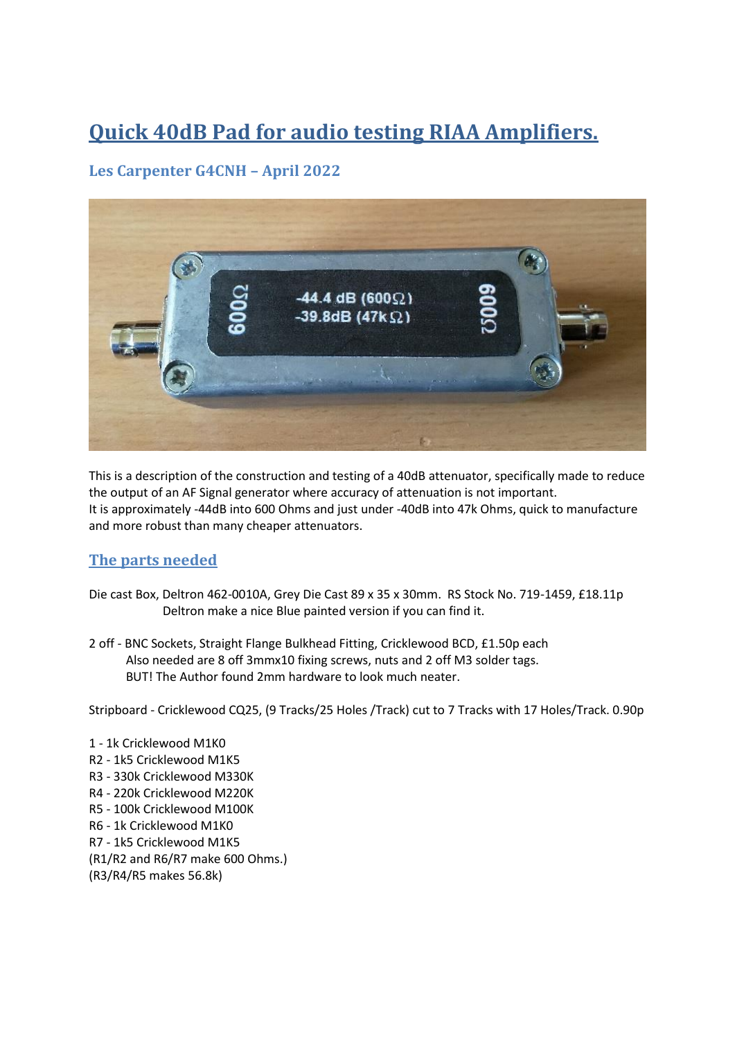# Quick 40dB Pad for audio testing RIAA Amplifiers.

### Les Carpenter G4CNH – April 2022

This is a description of the construction and testing of a 40dB attenuator, specifically made to reduce the output of an AF Signal generator where accuracy of attenuation is not important.
It is approximately -44dB into 600 Ohms and just under -40dB into 47k Ohms, quick to manufacture and more robust than many cheaper attenuators.

## The parts needed

Die cast Box, Deltron 462-0010A, Grey Die Cast 89 x 35 x 30mm. RS Stock No. 719-1459, £18.11p
Deltron make a nice Blue painted version if you can find it.

2 off - BNC Sockets, Straight Flange Bulkhead Fitting, Cricklewood BCD, £1.50p each
Also needed are 8 off 3mmx10 fixing screws, nuts and 2 off M3 solder tags.
BUT! The Author found 2mm hardware to look much neater.

Stripboard - Cricklewood CQ25, (9 Tracks/25 Holes /Track) cut to 7 Tracks with 17 Holes/Track. 0.90p

1 - 1k Cricklewood M1K0
R2 - 1k5 Cricklewood M1K5
R3 - 330k Cricklewood M330K
R4 - 220k Cricklewood M220K
R5 - 100k Cricklewood M100K
R6 - 1k Cricklewood M1K0
R7 - 1k5 Cricklewood M1K5
(R1/R2 and R6/R7 make 600 Ohms.)
(R3/R4/R5 makes 56.8k)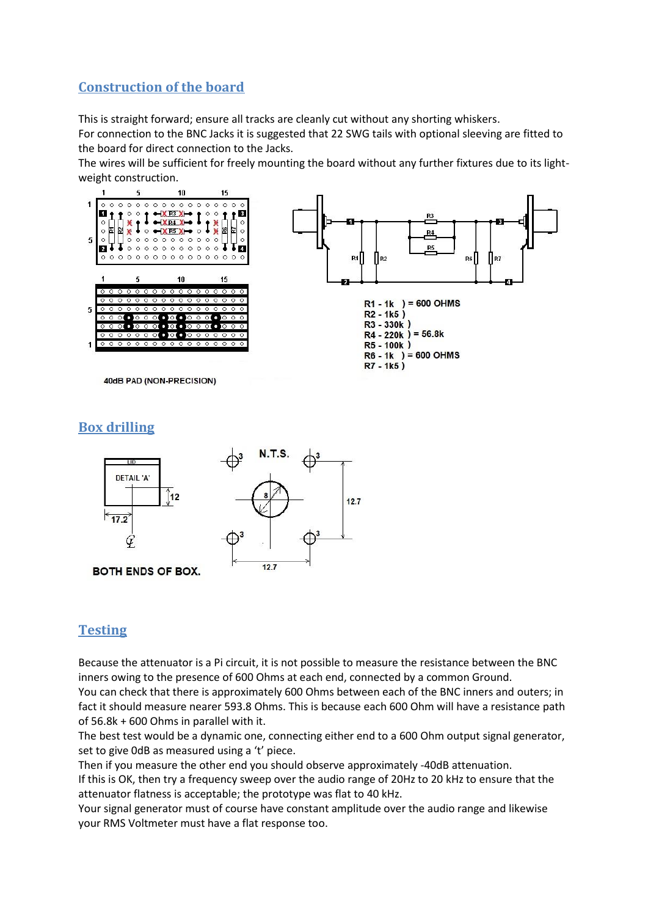## Construction of the board

This is straight forward; ensure all tracks are cleanly cut without any shorting whiskers.
For connection to the BNC Jacks it is suggested that 22 SWG tails with optional sleeving are fitted to the board for direct connection to the Jacks.
The wires will be sufficient for freely mounting the board without any further fixtures due to its light-weight construction.

R1 - 1k ) = 600 OHMS
R2 - 1k5 )
R3 - 330k )
R4 - 220k ) = 56.8k
R5 - 100k )
R6 - 1k ) = 600 OHMS
R7 - 1k5 )

40dB PAD (NON-PRECISION)

## Box drilling

BOTH ENDS OF BOX.

## Testing

Because the attenuator is a Pi circuit, it is not possible to measure the resistance between the BNC inners owing to the presence of 600 Ohms at each end, connected by a common Ground.
You can check that there is approximately 600 Ohms between each of the BNC inners and outers; in fact it should measure nearer 593.8 Ohms. This is because each 600 Ohm will have a resistance path of 56.8k + 600 Ohms in parallel with it.
The best test would be a dynamic one, connecting either end to a 600 Ohm output signal generator, set to give 0dB as measured using a 't' piece.
Then if you measure the other end you should observe approximately -40dB attenuation.
If this is OK, then try a frequency sweep over the audio range of 20Hz to 20 kHz to ensure that the attenuator flatness is acceptable; the prototype was flat to 40 kHz.
Your signal generator must of course have constant amplitude over the audio range and likewise your RMS Voltmeter must have a flat response too.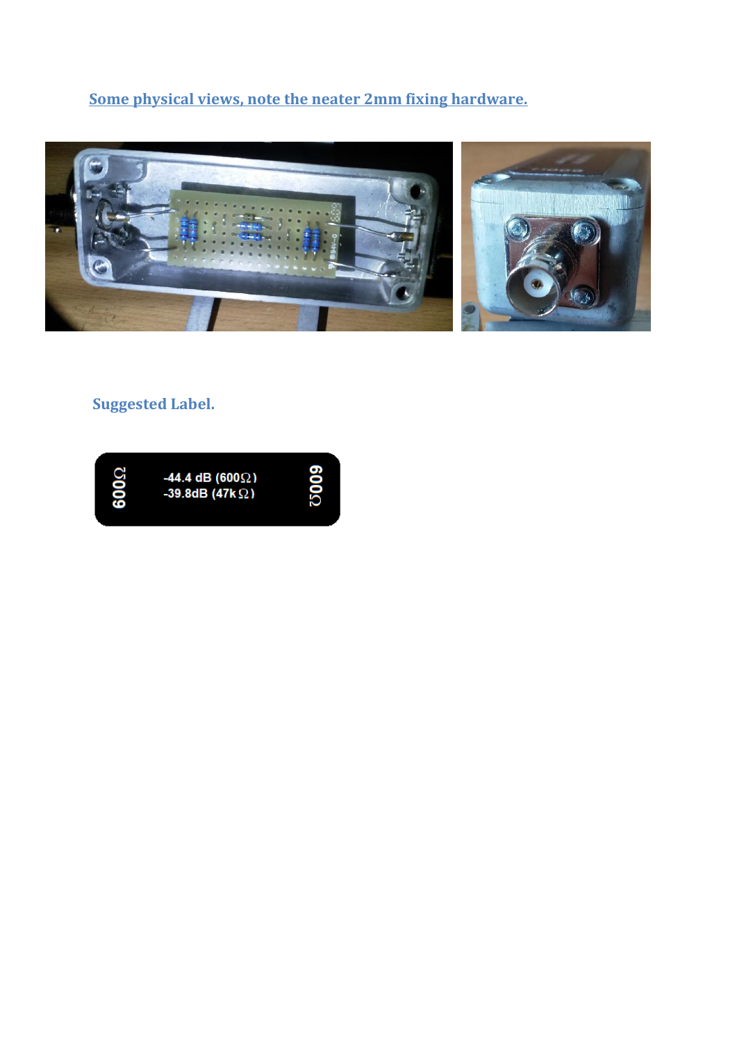## Some physical views, note the neater 2mm fixing hardware.

## Suggested Label.

600Ω

-44.4 dB (600Ω)
-39.8dB (47kΩ)

600Ω